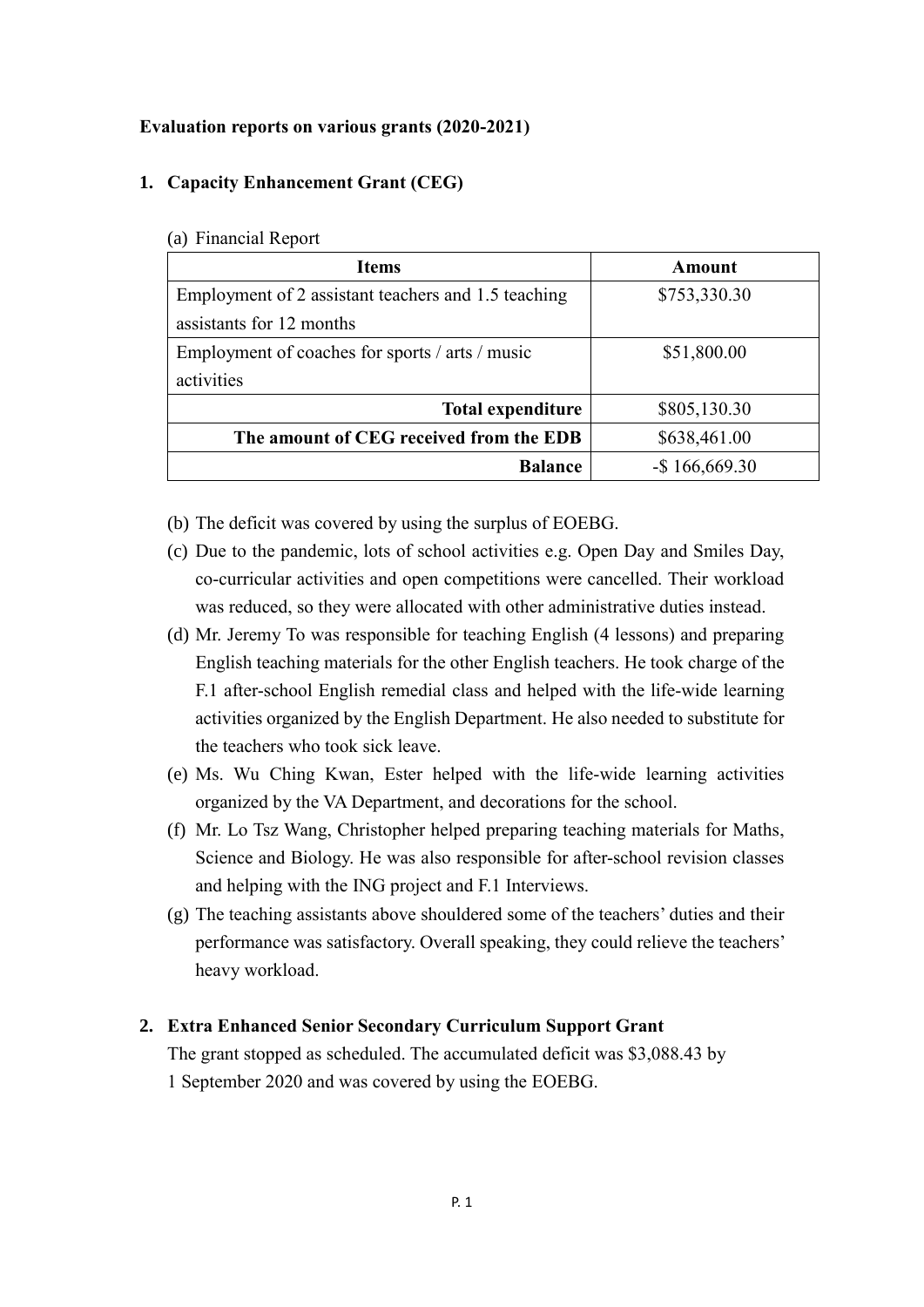**Evaluation reports on various grants (2020-2021)**

**1. Capacity Enhancement Grant (CEG)**

(a) Financial Report

| Items | Amount |
|---|---|
| Employment of 2 assistant teachers and 1.5 teaching assistants for 12 months | $753,330.30 |
| Employment of coaches for sports / arts / music activities | $51,800.00 |
| **Total expenditure** | $805,130.30 |
| **The amount of CEG received from the EDB** | $638,461.00 |
| **Balance** | -$ 166,669.30 |

(b) The deficit was covered by using the surplus of EOEBG.

(c) Due to the pandemic, lots of school activities e.g. Open Day and Smiles Day, co-curricular activities and open competitions were cancelled. Their workload was reduced, so they were allocated with other administrative duties instead.

(d) Mr. Jeremy To was responsible for teaching English (4 lessons) and preparing English teaching materials for the other English teachers. He took charge of the F.1 after-school English remedial class and helped with the life-wide learning activities organized by the English Department. He also needed to substitute for the teachers who took sick leave.

(e) Ms. Wu Ching Kwan, Ester helped with the life-wide learning activities organized by the VA Department, and decorations for the school.

(f) Mr. Lo Tsz Wang, Christopher helped preparing teaching materials for Maths, Science and Biology. He was also responsible for after-school revision classes and helping with the ING project and F.1 Interviews.

(g) The teaching assistants above shouldered some of the teachers' duties and their performance was satisfactory. Overall speaking, they could relieve the teachers' heavy workload.

**2. Extra Enhanced Senior Secondary Curriculum Support Grant**

The grant stopped as scheduled. The accumulated deficit was $3,088.43 by 1 September 2020 and was covered by using the EOEBG.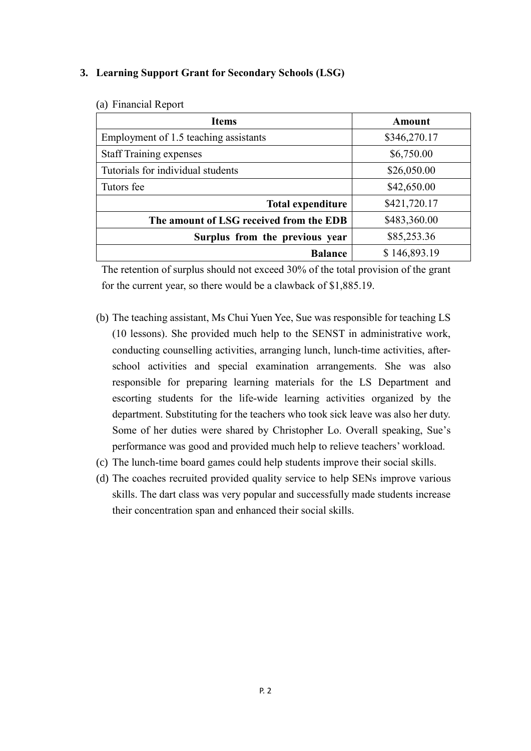### 3. Learning Support Grant for Secondary Schools (LSG)

(a) Financial Report

| Items | Amount |
|---|---|
| Employment of 1.5 teaching assistants | \$346,270.17 |
| Staff Training expenses | \$6,750.00 |
| Tutorials for individual students | \$26,050.00 |
| Tutors fee | \$42,650.00 |
| **Total expenditure** | \$421,720.17 |
| **The amount of LSG received from the EDB** | \$483,360.00 |
| **Surplus from the previous year** | \$85,253.36 |
| **Balance** | \$ 146,893.19 |

The retention of surplus should not exceed 30% of the total provision of the grant for the current year, so there would be a clawback of \$1,885.19.

(b) The teaching assistant, Ms Chui Yuen Yee, Sue was responsible for teaching LS (10 lessons). She provided much help to the SENST in administrative work, conducting counselling activities, arranging lunch, lunch-time activities, after-school activities and special examination arrangements. She was also responsible for preparing learning materials for the LS Department and escorting students for the life-wide learning activities organized by the department. Substituting for the teachers who took sick leave was also her duty. Some of her duties were shared by Christopher Lo. Overall speaking, Sue's performance was good and provided much help to relieve teachers' workload.

(c) The lunch-time board games could help students improve their social skills.

(d) The coaches recruited provided quality service to help SENs improve various skills. The dart class was very popular and successfully made students increase their concentration span and enhanced their social skills.